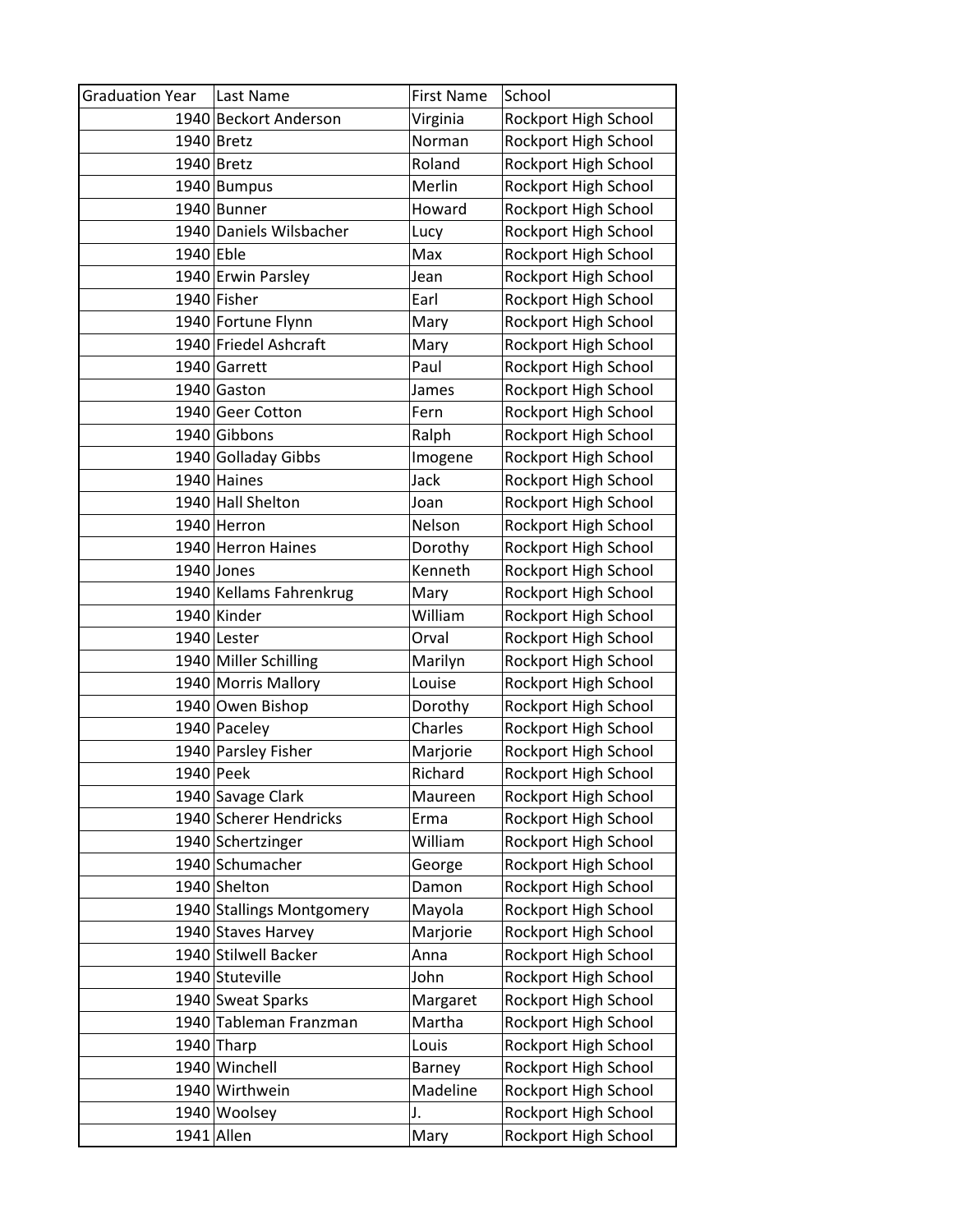| Graduation Year | Last Name | First Name | School |
| --- | --- | --- | --- |
| 1940 | Beckort Anderson | Virginia | Rockport High School |
| 1940 | Bretz | Norman | Rockport High School |
| 1940 | Bretz | Roland | Rockport High School |
| 1940 | Bumpus | Merlin | Rockport High School |
| 1940 | Bunner | Howard | Rockport High School |
| 1940 | Daniels Wilsbacher | Lucy | Rockport High School |
| 1940 | Eble | Max | Rockport High School |
| 1940 | Erwin Parsley | Jean | Rockport High School |
| 1940 | Fisher | Earl | Rockport High School |
| 1940 | Fortune Flynn | Mary | Rockport High School |
| 1940 | Friedel Ashcraft | Mary | Rockport High School |
| 1940 | Garrett | Paul | Rockport High School |
| 1940 | Gaston | James | Rockport High School |
| 1940 | Geer Cotton | Fern | Rockport High School |
| 1940 | Gibbons | Ralph | Rockport High School |
| 1940 | Golladay Gibbs | Imogene | Rockport High School |
| 1940 | Haines | Jack | Rockport High School |
| 1940 | Hall Shelton | Joan | Rockport High School |
| 1940 | Herron | Nelson | Rockport High School |
| 1940 | Herron Haines | Dorothy | Rockport High School |
| 1940 | Jones | Kenneth | Rockport High School |
| 1940 | Kellams Fahrenkrug | Mary | Rockport High School |
| 1940 | Kinder | William | Rockport High School |
| 1940 | Lester | Orval | Rockport High School |
| 1940 | Miller Schilling | Marilyn | Rockport High School |
| 1940 | Morris Mallory | Louise | Rockport High School |
| 1940 | Owen Bishop | Dorothy | Rockport High School |
| 1940 | Paceley | Charles | Rockport High School |
| 1940 | Parsley Fisher | Marjorie | Rockport High School |
| 1940 | Peek | Richard | Rockport High School |
| 1940 | Savage Clark | Maureen | Rockport High School |
| 1940 | Scherer Hendricks | Erma | Rockport High School |
| 1940 | Schertzinger | William | Rockport High School |
| 1940 | Schumacher | George | Rockport High School |
| 1940 | Shelton | Damon | Rockport High School |
| 1940 | Stallings Montgomery | Mayola | Rockport High School |
| 1940 | Staves Harvey | Marjorie | Rockport High School |
| 1940 | Stilwell Backer | Anna | Rockport High School |
| 1940 | Stuteville | John | Rockport High School |
| 1940 | Sweat Sparks | Margaret | Rockport High School |
| 1940 | Tableman Franzman | Martha | Rockport High School |
| 1940 | Tharp | Louis | Rockport High School |
| 1940 | Winchell | Barney | Rockport High School |
| 1940 | Wirthwein | Madeline | Rockport High School |
| 1940 | Woolsey | J. | Rockport High School |
| 1941 | Allen | Mary | Rockport High School |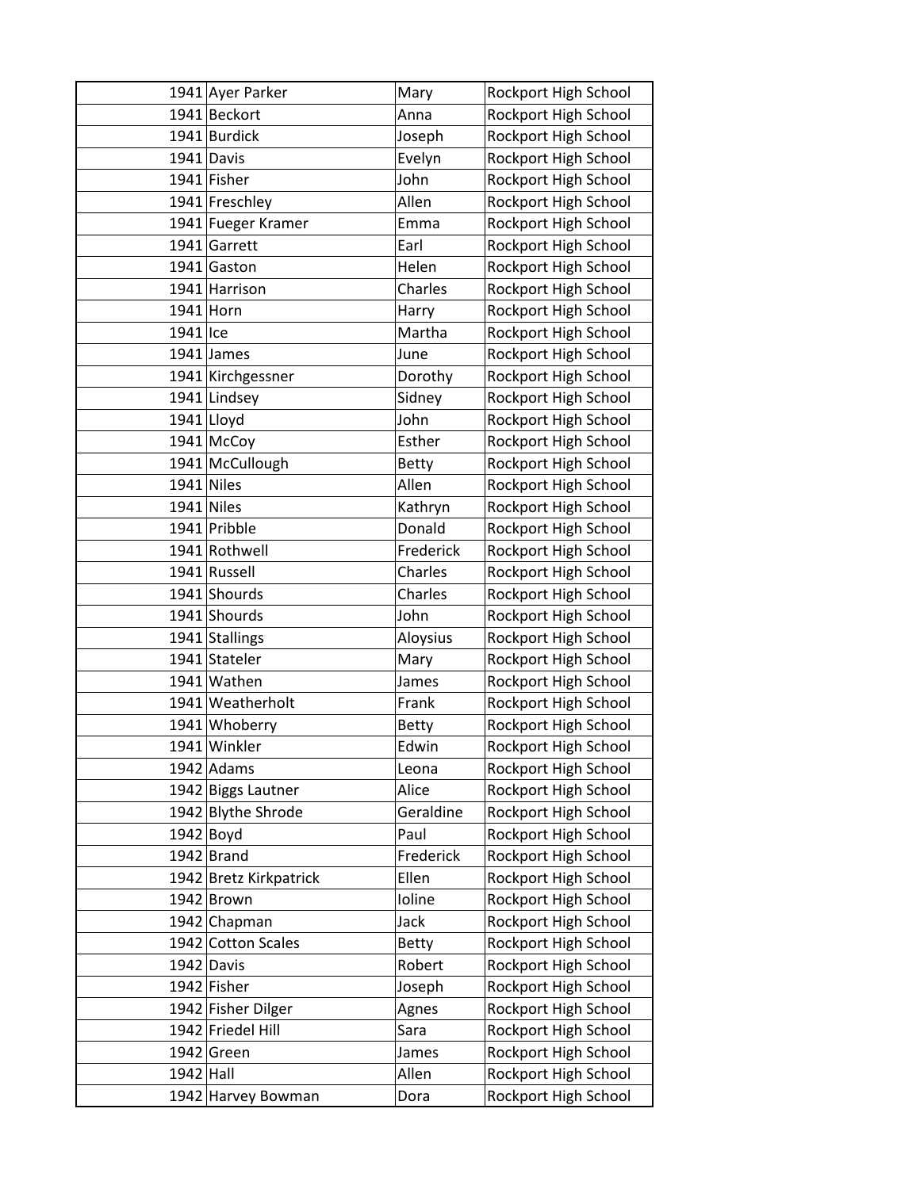| | | | |
|---|---|---|---|
| 1941 | Ayer Parker | Mary | Rockport High School |
| 1941 | Beckort | Anna | Rockport High School |
| 1941 | Burdick | Joseph | Rockport High School |
| 1941 | Davis | Evelyn | Rockport High School |
| 1941 | Fisher | John | Rockport High School |
| 1941 | Freschley | Allen | Rockport High School |
| 1941 | Fueger Kramer | Emma | Rockport High School |
| 1941 | Garrett | Earl | Rockport High School |
| 1941 | Gaston | Helen | Rockport High School |
| 1941 | Harrison | Charles | Rockport High School |
| 1941 | Horn | Harry | Rockport High School |
| 1941 | Ice | Martha | Rockport High School |
| 1941 | James | June | Rockport High School |
| 1941 | Kirchgessner | Dorothy | Rockport High School |
| 1941 | Lindsey | Sidney | Rockport High School |
| 1941 | Lloyd | John | Rockport High School |
| 1941 | McCoy | Esther | Rockport High School |
| 1941 | McCullough | Betty | Rockport High School |
| 1941 | Niles | Allen | Rockport High School |
| 1941 | Niles | Kathryn | Rockport High School |
| 1941 | Pribble | Donald | Rockport High School |
| 1941 | Rothwell | Frederick | Rockport High School |
| 1941 | Russell | Charles | Rockport High School |
| 1941 | Shourds | Charles | Rockport High School |
| 1941 | Shourds | John | Rockport High School |
| 1941 | Stallings | Aloysius | Rockport High School |
| 1941 | Stateler | Mary | Rockport High School |
| 1941 | Wathen | James | Rockport High School |
| 1941 | Weatherholt | Frank | Rockport High School |
| 1941 | Whoberry | Betty | Rockport High School |
| 1941 | Winkler | Edwin | Rockport High School |
| 1942 | Adams | Leona | Rockport High School |
| 1942 | Biggs Lautner | Alice | Rockport High School |
| 1942 | Blythe Shrode | Geraldine | Rockport High School |
| 1942 | Boyd | Paul | Rockport High School |
| 1942 | Brand | Frederick | Rockport High School |
| 1942 | Bretz Kirkpatrick | Ellen | Rockport High School |
| 1942 | Brown | Ioline | Rockport High School |
| 1942 | Chapman | Jack | Rockport High School |
| 1942 | Cotton Scales | Betty | Rockport High School |
| 1942 | Davis | Robert | Rockport High School |
| 1942 | Fisher | Joseph | Rockport High School |
| 1942 | Fisher Dilger | Agnes | Rockport High School |
| 1942 | Friedel Hill | Sara | Rockport High School |
| 1942 | Green | James | Rockport High School |
| 1942 | Hall | Allen | Rockport High School |
| 1942 | Harvey Bowman | Dora | Rockport High School |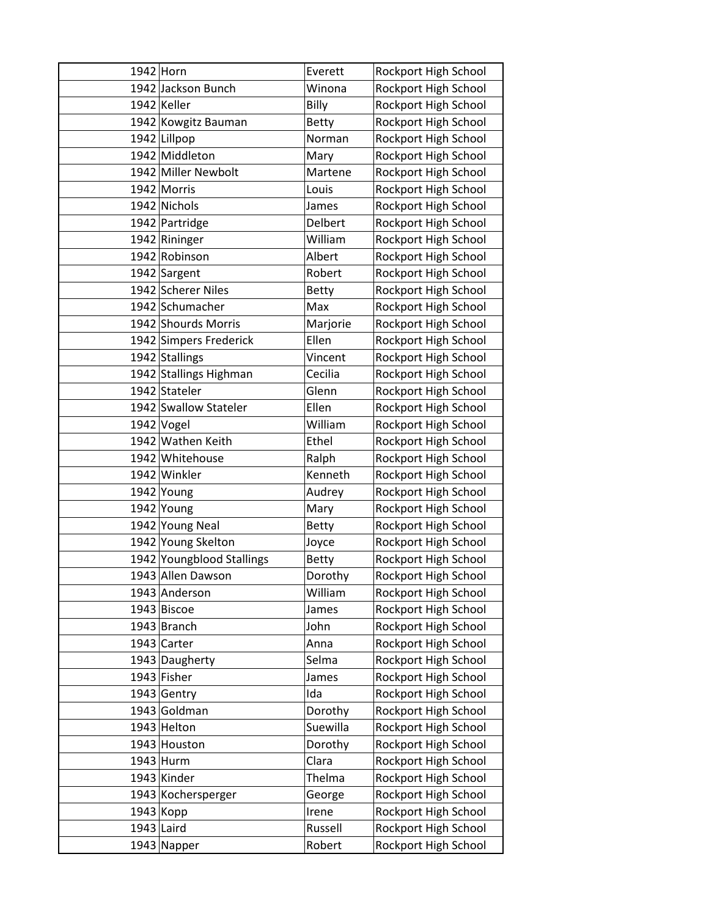| | | | |
|---|---|---|---|
| 1942 | Horn | Everett | Rockport High School |
| 1942 | Jackson Bunch | Winona | Rockport High School |
| 1942 | Keller | Billy | Rockport High School |
| 1942 | Kowgitz Bauman | Betty | Rockport High School |
| 1942 | Lillpop | Norman | Rockport High School |
| 1942 | Middleton | Mary | Rockport High School |
| 1942 | Miller Newbolt | Martene | Rockport High School |
| 1942 | Morris | Louis | Rockport High School |
| 1942 | Nichols | James | Rockport High School |
| 1942 | Partridge | Delbert | Rockport High School |
| 1942 | Rininger | William | Rockport High School |
| 1942 | Robinson | Albert | Rockport High School |
| 1942 | Sargent | Robert | Rockport High School |
| 1942 | Scherer Niles | Betty | Rockport High School |
| 1942 | Schumacher | Max | Rockport High School |
| 1942 | Shourds Morris | Marjorie | Rockport High School |
| 1942 | Simpers Frederick | Ellen | Rockport High School |
| 1942 | Stallings | Vincent | Rockport High School |
| 1942 | Stallings Highman | Cecilia | Rockport High School |
| 1942 | Stateler | Glenn | Rockport High School |
| 1942 | Swallow Stateler | Ellen | Rockport High School |
| 1942 | Vogel | William | Rockport High School |
| 1942 | Wathen Keith | Ethel | Rockport High School |
| 1942 | Whitehouse | Ralph | Rockport High School |
| 1942 | Winkler | Kenneth | Rockport High School |
| 1942 | Young | Audrey | Rockport High School |
| 1942 | Young | Mary | Rockport High School |
| 1942 | Young Neal | Betty | Rockport High School |
| 1942 | Young Skelton | Joyce | Rockport High School |
| 1942 | Youngblood Stallings | Betty | Rockport High School |
| 1943 | Allen Dawson | Dorothy | Rockport High School |
| 1943 | Anderson | William | Rockport High School |
| 1943 | Biscoe | James | Rockport High School |
| 1943 | Branch | John | Rockport High School |
| 1943 | Carter | Anna | Rockport High School |
| 1943 | Daugherty | Selma | Rockport High School |
| 1943 | Fisher | James | Rockport High School |
| 1943 | Gentry | Ida | Rockport High School |
| 1943 | Goldman | Dorothy | Rockport High School |
| 1943 | Helton | Suewilla | Rockport High School |
| 1943 | Houston | Dorothy | Rockport High School |
| 1943 | Hurm | Clara | Rockport High School |
| 1943 | Kinder | Thelma | Rockport High School |
| 1943 | Kochersperger | George | Rockport High School |
| 1943 | Kopp | Irene | Rockport High School |
| 1943 | Laird | Russell | Rockport High School |
| 1943 | Napper | Robert | Rockport High School |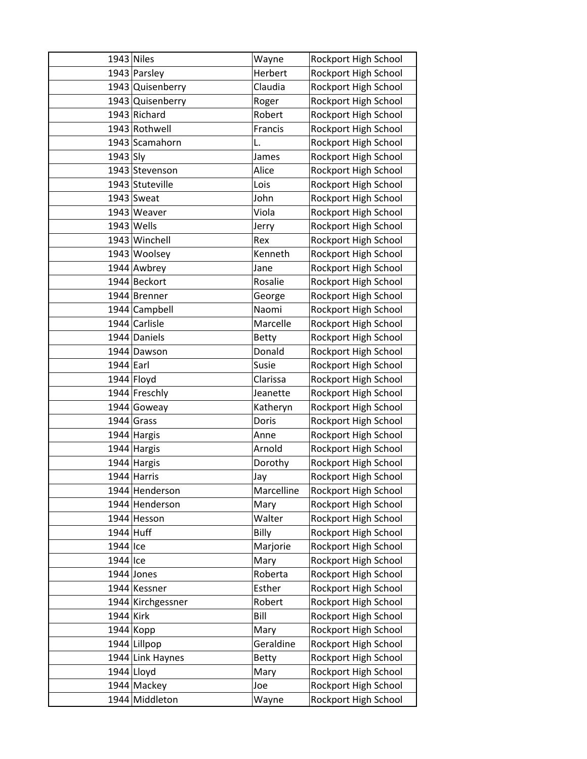| | | | |
|---|---|---|---|
| 1943 | Niles | Wayne | Rockport High School |
| 1943 | Parsley | Herbert | Rockport High School |
| 1943 | Quisenberry | Claudia | Rockport High School |
| 1943 | Quisenberry | Roger | Rockport High School |
| 1943 | Richard | Robert | Rockport High School |
| 1943 | Rothwell | Francis | Rockport High School |
| 1943 | Scamahorn | L. | Rockport High School |
| 1943 | Sly | James | Rockport High School |
| 1943 | Stevenson | Alice | Rockport High School |
| 1943 | Stuteville | Lois | Rockport High School |
| 1943 | Sweat | John | Rockport High School |
| 1943 | Weaver | Viola | Rockport High School |
| 1943 | Wells | Jerry | Rockport High School |
| 1943 | Winchell | Rex | Rockport High School |
| 1943 | Woolsey | Kenneth | Rockport High School |
| 1944 | Awbrey | Jane | Rockport High School |
| 1944 | Beckort | Rosalie | Rockport High School |
| 1944 | Brenner | George | Rockport High School |
| 1944 | Campbell | Naomi | Rockport High School |
| 1944 | Carlisle | Marcelle | Rockport High School |
| 1944 | Daniels | Betty | Rockport High School |
| 1944 | Dawson | Donald | Rockport High School |
| 1944 | Earl | Susie | Rockport High School |
| 1944 | Floyd | Clarissa | Rockport High School |
| 1944 | Freschly | Jeanette | Rockport High School |
| 1944 | Goweay | Katheryn | Rockport High School |
| 1944 | Grass | Doris | Rockport High School |
| 1944 | Hargis | Anne | Rockport High School |
| 1944 | Hargis | Arnold | Rockport High School |
| 1944 | Hargis | Dorothy | Rockport High School |
| 1944 | Harris | Jay | Rockport High School |
| 1944 | Henderson | Marcelline | Rockport High School |
| 1944 | Henderson | Mary | Rockport High School |
| 1944 | Hesson | Walter | Rockport High School |
| 1944 | Huff | Billy | Rockport High School |
| 1944 | Ice | Marjorie | Rockport High School |
| 1944 | Ice | Mary | Rockport High School |
| 1944 | Jones | Roberta | Rockport High School |
| 1944 | Kessner | Esther | Rockport High School |
| 1944 | Kirchgessner | Robert | Rockport High School |
| 1944 | Kirk | Bill | Rockport High School |
| 1944 | Kopp | Mary | Rockport High School |
| 1944 | Lillpop | Geraldine | Rockport High School |
| 1944 | Link Haynes | Betty | Rockport High School |
| 1944 | Lloyd | Mary | Rockport High School |
| 1944 | Mackey | Joe | Rockport High School |
| 1944 | Middleton | Wayne | Rockport High School |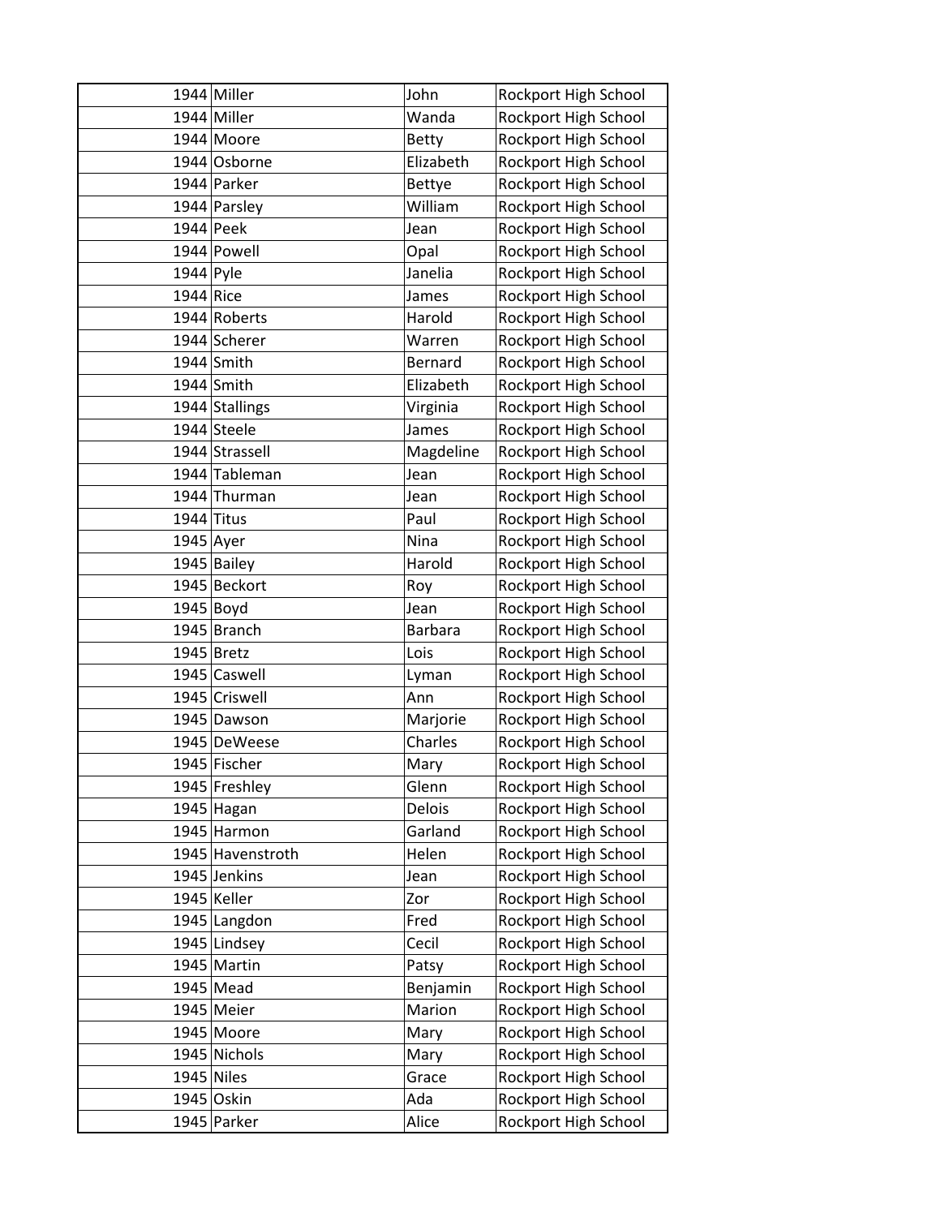| | | | |
|---|---|---|---|
| 1944 | Miller | John | Rockport High School |
| 1944 | Miller | Wanda | Rockport High School |
| 1944 | Moore | Betty | Rockport High School |
| 1944 | Osborne | Elizabeth | Rockport High School |
| 1944 | Parker | Bettye | Rockport High School |
| 1944 | Parsley | William | Rockport High School |
| 1944 | Peek | Jean | Rockport High School |
| 1944 | Powell | Opal | Rockport High School |
| 1944 | Pyle | Janelia | Rockport High School |
| 1944 | Rice | James | Rockport High School |
| 1944 | Roberts | Harold | Rockport High School |
| 1944 | Scherer | Warren | Rockport High School |
| 1944 | Smith | Bernard | Rockport High School |
| 1944 | Smith | Elizabeth | Rockport High School |
| 1944 | Stallings | Virginia | Rockport High School |
| 1944 | Steele | James | Rockport High School |
| 1944 | Strassell | Magdeline | Rockport High School |
| 1944 | Tableman | Jean | Rockport High School |
| 1944 | Thurman | Jean | Rockport High School |
| 1944 | Titus | Paul | Rockport High School |
| 1945 | Ayer | Nina | Rockport High School |
| 1945 | Bailey | Harold | Rockport High School |
| 1945 | Beckort | Roy | Rockport High School |
| 1945 | Boyd | Jean | Rockport High School |
| 1945 | Branch | Barbara | Rockport High School |
| 1945 | Bretz | Lois | Rockport High School |
| 1945 | Caswell | Lyman | Rockport High School |
| 1945 | Criswell | Ann | Rockport High School |
| 1945 | Dawson | Marjorie | Rockport High School |
| 1945 | DeWeese | Charles | Rockport High School |
| 1945 | Fischer | Mary | Rockport High School |
| 1945 | Freshley | Glenn | Rockport High School |
| 1945 | Hagan | Delois | Rockport High School |
| 1945 | Harmon | Garland | Rockport High School |
| 1945 | Havenstroth | Helen | Rockport High School |
| 1945 | Jenkins | Jean | Rockport High School |
| 1945 | Keller | Zor | Rockport High School |
| 1945 | Langdon | Fred | Rockport High School |
| 1945 | Lindsey | Cecil | Rockport High School |
| 1945 | Martin | Patsy | Rockport High School |
| 1945 | Mead | Benjamin | Rockport High School |
| 1945 | Meier | Marion | Rockport High School |
| 1945 | Moore | Mary | Rockport High School |
| 1945 | Nichols | Mary | Rockport High School |
| 1945 | Niles | Grace | Rockport High School |
| 1945 | Oskin | Ada | Rockport High School |
| 1945 | Parker | Alice | Rockport High School |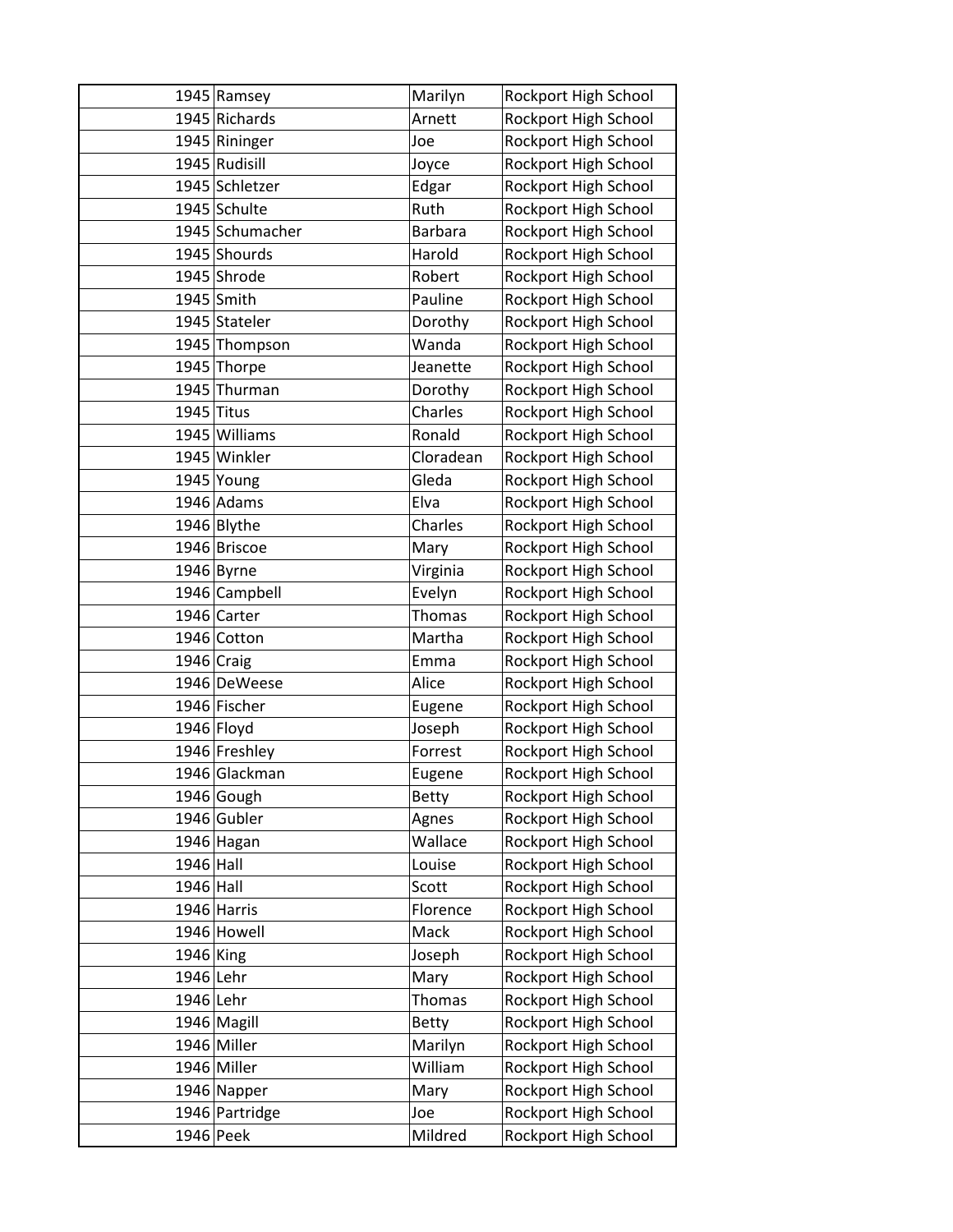| | | | |
|---|---|---|---|
| 1945 | Ramsey | Marilyn | Rockport High School |
| 1945 | Richards | Arnett | Rockport High School |
| 1945 | Rininger | Joe | Rockport High School |
| 1945 | Rudisill | Joyce | Rockport High School |
| 1945 | Schletzer | Edgar | Rockport High School |
| 1945 | Schulte | Ruth | Rockport High School |
| 1945 | Schumacher | Barbara | Rockport High School |
| 1945 | Shourds | Harold | Rockport High School |
| 1945 | Shrode | Robert | Rockport High School |
| 1945 | Smith | Pauline | Rockport High School |
| 1945 | Stateler | Dorothy | Rockport High School |
| 1945 | Thompson | Wanda | Rockport High School |
| 1945 | Thorpe | Jeanette | Rockport High School |
| 1945 | Thurman | Dorothy | Rockport High School |
| 1945 | Titus | Charles | Rockport High School |
| 1945 | Williams | Ronald | Rockport High School |
| 1945 | Winkler | Cloradean | Rockport High School |
| 1945 | Young | Gleda | Rockport High School |
| 1946 | Adams | Elva | Rockport High School |
| 1946 | Blythe | Charles | Rockport High School |
| 1946 | Briscoe | Mary | Rockport High School |
| 1946 | Byrne | Virginia | Rockport High School |
| 1946 | Campbell | Evelyn | Rockport High School |
| 1946 | Carter | Thomas | Rockport High School |
| 1946 | Cotton | Martha | Rockport High School |
| 1946 | Craig | Emma | Rockport High School |
| 1946 | DeWeese | Alice | Rockport High School |
| 1946 | Fischer | Eugene | Rockport High School |
| 1946 | Floyd | Joseph | Rockport High School |
| 1946 | Freshley | Forrest | Rockport High School |
| 1946 | Glackman | Eugene | Rockport High School |
| 1946 | Gough | Betty | Rockport High School |
| 1946 | Gubler | Agnes | Rockport High School |
| 1946 | Hagan | Wallace | Rockport High School |
| 1946 | Hall | Louise | Rockport High School |
| 1946 | Hall | Scott | Rockport High School |
| 1946 | Harris | Florence | Rockport High School |
| 1946 | Howell | Mack | Rockport High School |
| 1946 | King | Joseph | Rockport High School |
| 1946 | Lehr | Mary | Rockport High School |
| 1946 | Lehr | Thomas | Rockport High School |
| 1946 | Magill | Betty | Rockport High School |
| 1946 | Miller | Marilyn | Rockport High School |
| 1946 | Miller | William | Rockport High School |
| 1946 | Napper | Mary | Rockport High School |
| 1946 | Partridge | Joe | Rockport High School |
| 1946 | Peek | Mildred | Rockport High School |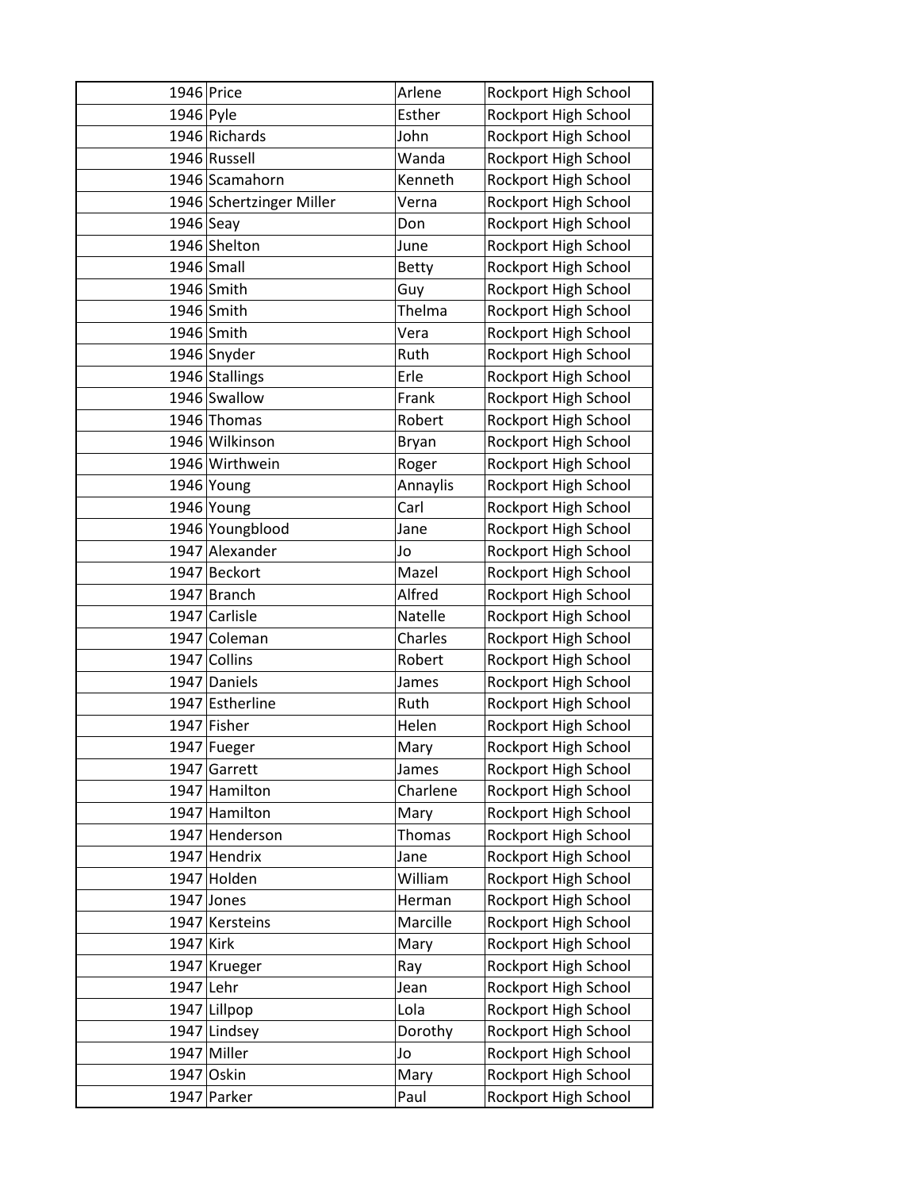| | | | |
|---|---|---|---|
| 1946 | Price | Arlene | Rockport High School |
| 1946 | Pyle | Esther | Rockport High School |
| 1946 | Richards | John | Rockport High School |
| 1946 | Russell | Wanda | Rockport High School |
| 1946 | Scamahorn | Kenneth | Rockport High School |
| 1946 | Schertzinger Miller | Verna | Rockport High School |
| 1946 | Seay | Don | Rockport High School |
| 1946 | Shelton | June | Rockport High School |
| 1946 | Small | Betty | Rockport High School |
| 1946 | Smith | Guy | Rockport High School |
| 1946 | Smith | Thelma | Rockport High School |
| 1946 | Smith | Vera | Rockport High School |
| 1946 | Snyder | Ruth | Rockport High School |
| 1946 | Stallings | Erle | Rockport High School |
| 1946 | Swallow | Frank | Rockport High School |
| 1946 | Thomas | Robert | Rockport High School |
| 1946 | Wilkinson | Bryan | Rockport High School |
| 1946 | Wirthwein | Roger | Rockport High School |
| 1946 | Young | Annaylis | Rockport High School |
| 1946 | Young | Carl | Rockport High School |
| 1946 | Youngblood | Jane | Rockport High School |
| 1947 | Alexander | Jo | Rockport High School |
| 1947 | Beckort | Mazel | Rockport High School |
| 1947 | Branch | Alfred | Rockport High School |
| 1947 | Carlisle | Natelle | Rockport High School |
| 1947 | Coleman | Charles | Rockport High School |
| 1947 | Collins | Robert | Rockport High School |
| 1947 | Daniels | James | Rockport High School |
| 1947 | Estherline | Ruth | Rockport High School |
| 1947 | Fisher | Helen | Rockport High School |
| 1947 | Fueger | Mary | Rockport High School |
| 1947 | Garrett | James | Rockport High School |
| 1947 | Hamilton | Charlene | Rockport High School |
| 1947 | Hamilton | Mary | Rockport High School |
| 1947 | Henderson | Thomas | Rockport High School |
| 1947 | Hendrix | Jane | Rockport High School |
| 1947 | Holden | William | Rockport High School |
| 1947 | Jones | Herman | Rockport High School |
| 1947 | Kersteins | Marcille | Rockport High School |
| 1947 | Kirk | Mary | Rockport High School |
| 1947 | Krueger | Ray | Rockport High School |
| 1947 | Lehr | Jean | Rockport High School |
| 1947 | Lillpop | Lola | Rockport High School |
| 1947 | Lindsey | Dorothy | Rockport High School |
| 1947 | Miller | Jo | Rockport High School |
| 1947 | Oskin | Mary | Rockport High School |
| 1947 | Parker | Paul | Rockport High School |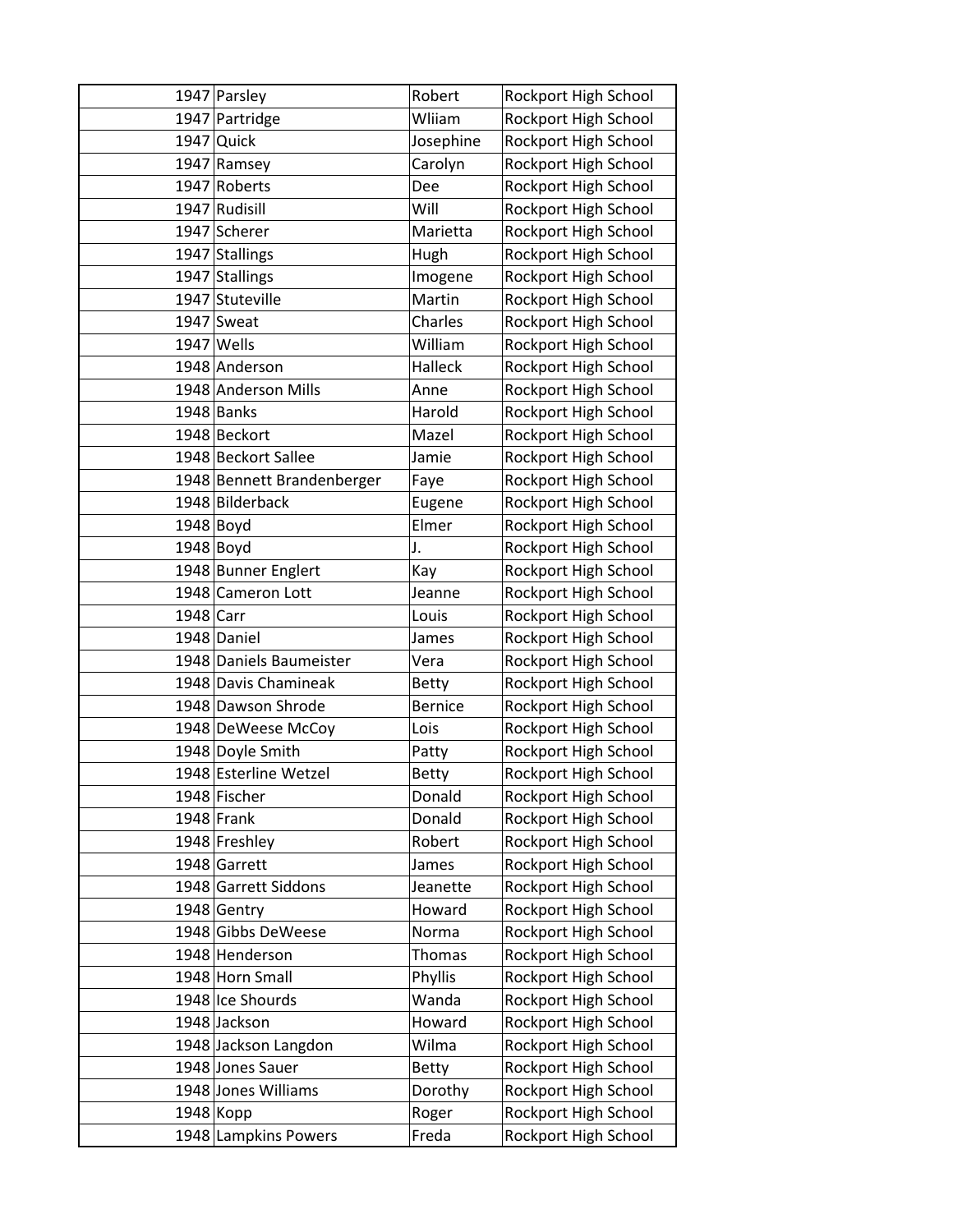| | | | |
|---|---|---|---|
| 1947 | Parsley | Robert | Rockport High School |
| 1947 | Partridge | Wliiam | Rockport High School |
| 1947 | Quick | Josephine | Rockport High School |
| 1947 | Ramsey | Carolyn | Rockport High School |
| 1947 | Roberts | Dee | Rockport High School |
| 1947 | Rudisill | Will | Rockport High School |
| 1947 | Scherer | Marietta | Rockport High School |
| 1947 | Stallings | Hugh | Rockport High School |
| 1947 | Stallings | Imogene | Rockport High School |
| 1947 | Stuteville | Martin | Rockport High School |
| 1947 | Sweat | Charles | Rockport High School |
| 1947 | Wells | William | Rockport High School |
| 1948 | Anderson | Halleck | Rockport High School |
| 1948 | Anderson Mills | Anne | Rockport High School |
| 1948 | Banks | Harold | Rockport High School |
| 1948 | Beckort | Mazel | Rockport High School |
| 1948 | Beckort Sallee | Jamie | Rockport High School |
| 1948 | Bennett Brandenberger | Faye | Rockport High School |
| 1948 | Bilderback | Eugene | Rockport High School |
| 1948 | Boyd | Elmer | Rockport High School |
| 1948 | Boyd | J. | Rockport High School |
| 1948 | Bunner Englert | Kay | Rockport High School |
| 1948 | Cameron Lott | Jeanne | Rockport High School |
| 1948 | Carr | Louis | Rockport High School |
| 1948 | Daniel | James | Rockport High School |
| 1948 | Daniels Baumeister | Vera | Rockport High School |
| 1948 | Davis Chamineak | Betty | Rockport High School |
| 1948 | Dawson Shrode | Bernice | Rockport High School |
| 1948 | DeWeese McCoy | Lois | Rockport High School |
| 1948 | Doyle Smith | Patty | Rockport High School |
| 1948 | Esterline Wetzel | Betty | Rockport High School |
| 1948 | Fischer | Donald | Rockport High School |
| 1948 | Frank | Donald | Rockport High School |
| 1948 | Freshley | Robert | Rockport High School |
| 1948 | Garrett | James | Rockport High School |
| 1948 | Garrett Siddons | Jeanette | Rockport High School |
| 1948 | Gentry | Howard | Rockport High School |
| 1948 | Gibbs DeWeese | Norma | Rockport High School |
| 1948 | Henderson | Thomas | Rockport High School |
| 1948 | Horn Small | Phyllis | Rockport High School |
| 1948 | Ice Shourds | Wanda | Rockport High School |
| 1948 | Jackson | Howard | Rockport High School |
| 1948 | Jackson Langdon | Wilma | Rockport High School |
| 1948 | Jones Sauer | Betty | Rockport High School |
| 1948 | Jones Williams | Dorothy | Rockport High School |
| 1948 | Kopp | Roger | Rockport High School |
| 1948 | Lampkins Powers | Freda | Rockport High School |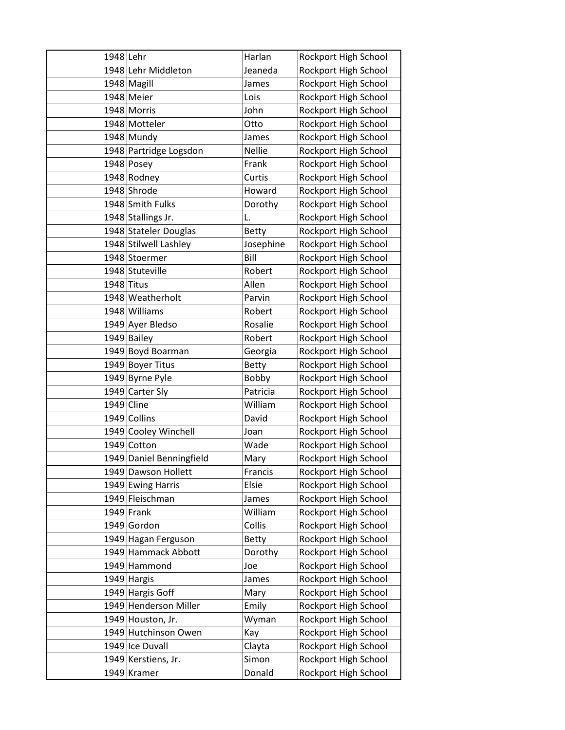| 1948 | Lehr | Harlan | Rockport High School |
|---|---|---|---|
| 1948 | Lehr Middleton | Jeaneda | Rockport High School |
| 1948 | Magill | James | Rockport High School |
| 1948 | Meier | Lois | Rockport High School |
| 1948 | Morris | John | Rockport High School |
| 1948 | Motteler | Otto | Rockport High School |
| 1948 | Mundy | James | Rockport High School |
| 1948 | Partridge Logsdon | Nellie | Rockport High School |
| 1948 | Posey | Frank | Rockport High School |
| 1948 | Rodney | Curtis | Rockport High School |
| 1948 | Shrode | Howard | Rockport High School |
| 1948 | Smith Fulks | Dorothy | Rockport High School |
| 1948 | Stallings Jr. | L. | Rockport High School |
| 1948 | Stateler Douglas | Betty | Rockport High School |
| 1948 | Stilwell Lashley | Josephine | Rockport High School |
| 1948 | Stoermer | Bill | Rockport High School |
| 1948 | Stuteville | Robert | Rockport High School |
| 1948 | Titus | Allen | Rockport High School |
| 1948 | Weatherholt | Parvin | Rockport High School |
| 1948 | Williams | Robert | Rockport High School |
| 1949 | Ayer Bledso | Rosalie | Rockport High School |
| 1949 | Bailey | Robert | Rockport High School |
| 1949 | Boyd Boarman | Georgia | Rockport High School |
| 1949 | Boyer Titus | Betty | Rockport High School |
| 1949 | Byrne Pyle | Bobby | Rockport High School |
| 1949 | Carter Sly | Patricia | Rockport High School |
| 1949 | Cline | William | Rockport High School |
| 1949 | Collins | David | Rockport High School |
| 1949 | Cooley Winchell | Joan | Rockport High School |
| 1949 | Cotton | Wade | Rockport High School |
| 1949 | Daniel Benningfield | Mary | Rockport High School |
| 1949 | Dawson Hollett | Francis | Rockport High School |
| 1949 | Ewing Harris | Elsie | Rockport High School |
| 1949 | Fleischman | James | Rockport High School |
| 1949 | Frank | William | Rockport High School |
| 1949 | Gordon | Collis | Rockport High School |
| 1949 | Hagan Ferguson | Betty | Rockport High School |
| 1949 | Hammack Abbott | Dorothy | Rockport High School |
| 1949 | Hammond | Joe | Rockport High School |
| 1949 | Hargis | James | Rockport High School |
| 1949 | Hargis Goff | Mary | Rockport High School |
| 1949 | Henderson Miller | Emily | Rockport High School |
| 1949 | Houston, Jr. | Wyman | Rockport High School |
| 1949 | Hutchinson Owen | Kay | Rockport High School |
| 1949 | Ice Duvall | Clayta | Rockport High School |
| 1949 | Kerstiens, Jr. | Simon | Rockport High School |
| 1949 | Kramer | Donald | Rockport High School |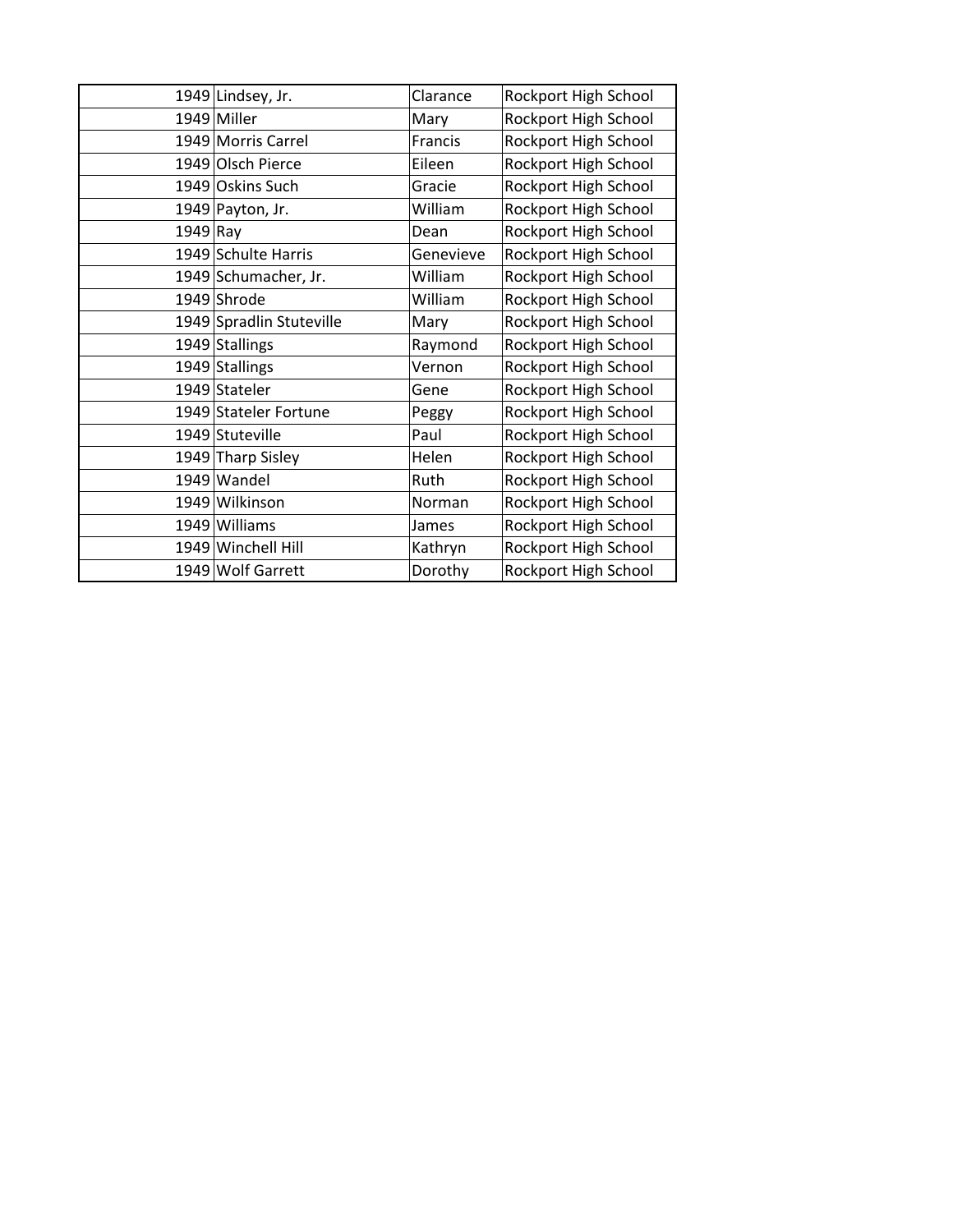| | | | |
|---|---|---|---|
| 1949 | Lindsey, Jr. | Clarance | Rockport High School |
| 1949 | Miller | Mary | Rockport High School |
| 1949 | Morris Carrel | Francis | Rockport High School |
| 1949 | Olsch Pierce | Eileen | Rockport High School |
| 1949 | Oskins Such | Gracie | Rockport High School |
| 1949 | Payton, Jr. | William | Rockport High School |
| 1949 | Ray | Dean | Rockport High School |
| 1949 | Schulte Harris | Genevieve | Rockport High School |
| 1949 | Schumacher, Jr. | William | Rockport High School |
| 1949 | Shrode | William | Rockport High School |
| 1949 | Spradlin Stuteville | Mary | Rockport High School |
| 1949 | Stallings | Raymond | Rockport High School |
| 1949 | Stallings | Vernon | Rockport High School |
| 1949 | Stateler | Gene | Rockport High School |
| 1949 | Stateler Fortune | Peggy | Rockport High School |
| 1949 | Stuteville | Paul | Rockport High School |
| 1949 | Tharp Sisley | Helen | Rockport High School |
| 1949 | Wandel | Ruth | Rockport High School |
| 1949 | Wilkinson | Norman | Rockport High School |
| 1949 | Williams | James | Rockport High School |
| 1949 | Winchell Hill | Kathryn | Rockport High School |
| 1949 | Wolf Garrett | Dorothy | Rockport High School |